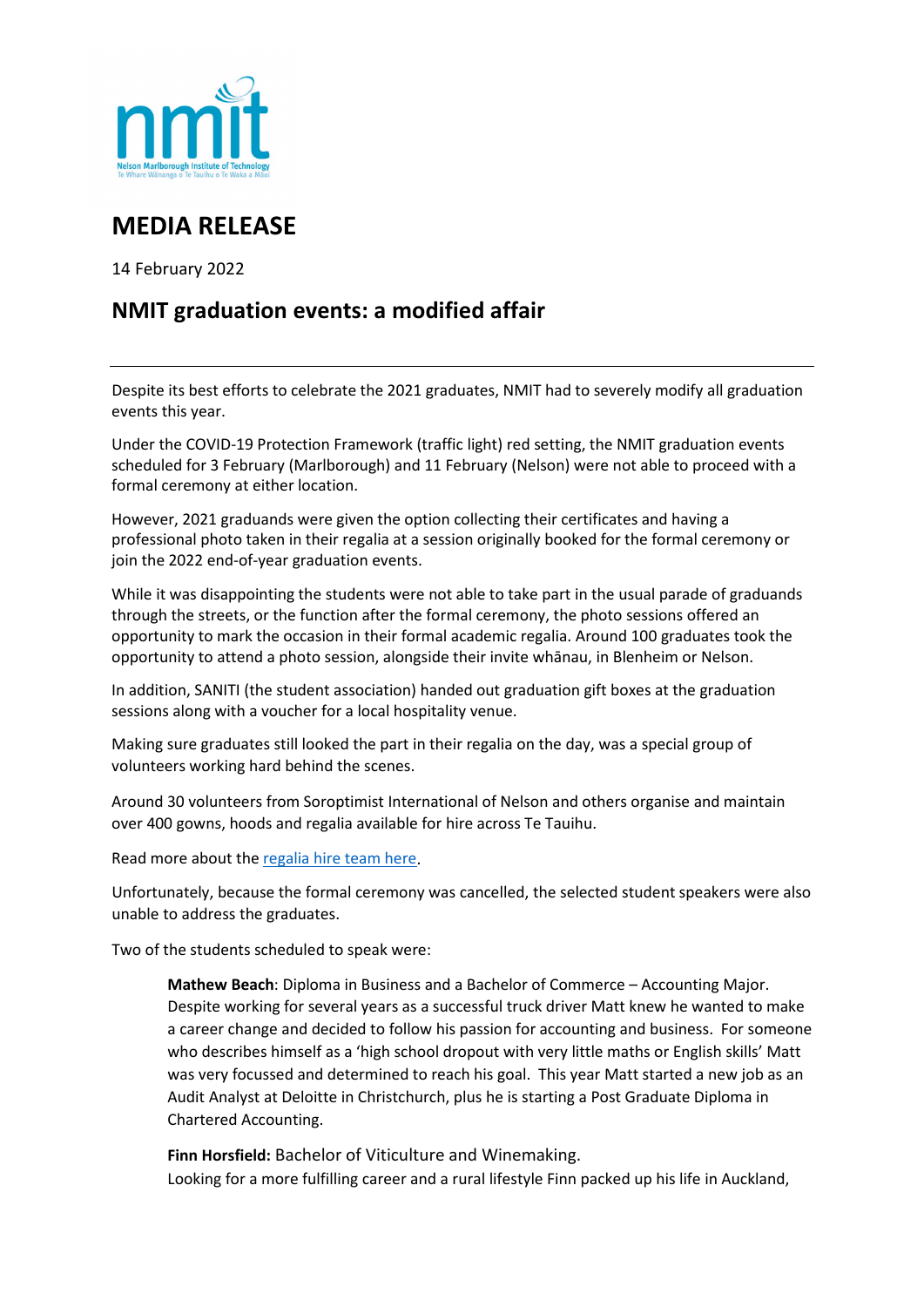# MEDIA RELEASE

14 February 2022

## NMIT graduation events: a modified affair

---

Despite its best efforts to celebrate the 2021 graduates, NMIT had to severely modify all graduation events this year.

Under the COVID-19 Protection Framework (traffic light) red setting, the NMIT graduation events scheduled for 3 February (Marlborough) and 11 February (Nelson) were not able to proceed with a formal ceremony at either location.

However, 2021 graduands were given the option collecting their certificates and having a professional photo taken in their regalia at a session originally booked for the formal ceremony or join the 2022 end-of-year graduation events.

While it was disappointing the students were not able to take part in the usual parade of graduands through the streets, or the function after the formal ceremony, the photo sessions offered an opportunity to mark the occasion in their formal academic regalia. Around 100 graduates took the opportunity to attend a photo session, alongside their invite whānau, in Blenheim or Nelson.

In addition, SANITI (the student association) handed out graduation gift boxes at the graduation sessions along with a voucher for a local hospitality venue.

Making sure graduates still looked the part in their regalia on the day, was a special group of volunteers working hard behind the scenes.

Around 30 volunteers from Soroptimist International of Nelson and others organise and maintain over 400 gowns, hoods and regalia available for hire across Te Tauihu.

Read more about the regalia hire team here.

Unfortunately, because the formal ceremony was cancelled, the selected student speakers were also unable to address the graduates.

Two of the students scheduled to speak were:

> **Mathew Beach**: Diploma in Business and a Bachelor of Commerce – Accounting Major. Despite working for several years as a successful truck driver Matt knew he wanted to make a career change and decided to follow his passion for accounting and business. For someone who describes himself as a 'high school dropout with very little maths or English skills' Matt was very focussed and determined to reach his goal. This year Matt started a new job as an Audit Analyst at Deloitte in Christchurch, plus he is starting a Post Graduate Diploma in Chartered Accounting.
>
> **Finn Horsfield:** Bachelor of Viticulture and Winemaking.
> Looking for a more fulfilling career and a rural lifestyle Finn packed up his life in Auckland,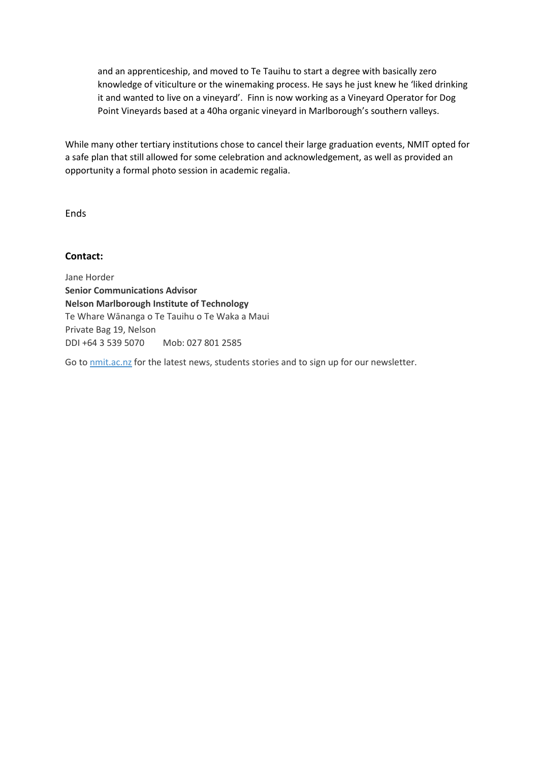and an apprenticeship, and moved to Te Tauihu to start a degree with basically zero knowledge of viticulture or the winemaking process. He says he just knew he 'liked drinking it and wanted to live on a vineyard'. Finn is now working as a Vineyard Operator for Dog Point Vineyards based at a 40ha organic vineyard in Marlborough's southern valleys.

While many other tertiary institutions chose to cancel their large graduation events, NMIT opted for a safe plan that still allowed for some celebration and acknowledgement, as well as provided an opportunity a formal photo session in academic regalia.

Ends

**Contact:**

Jane Horder
**Senior Communications Advisor**
**Nelson Marlborough Institute of Technology**
Te Whare Wānanga o Te Tauihu o Te Waka a Maui
Private Bag 19, Nelson
DDI +64 3 539 5070     Mob: 027 801 2585

Go to [nmit.ac.nz](nmit.ac.nz) for the latest news, students stories and to sign up for our newsletter.